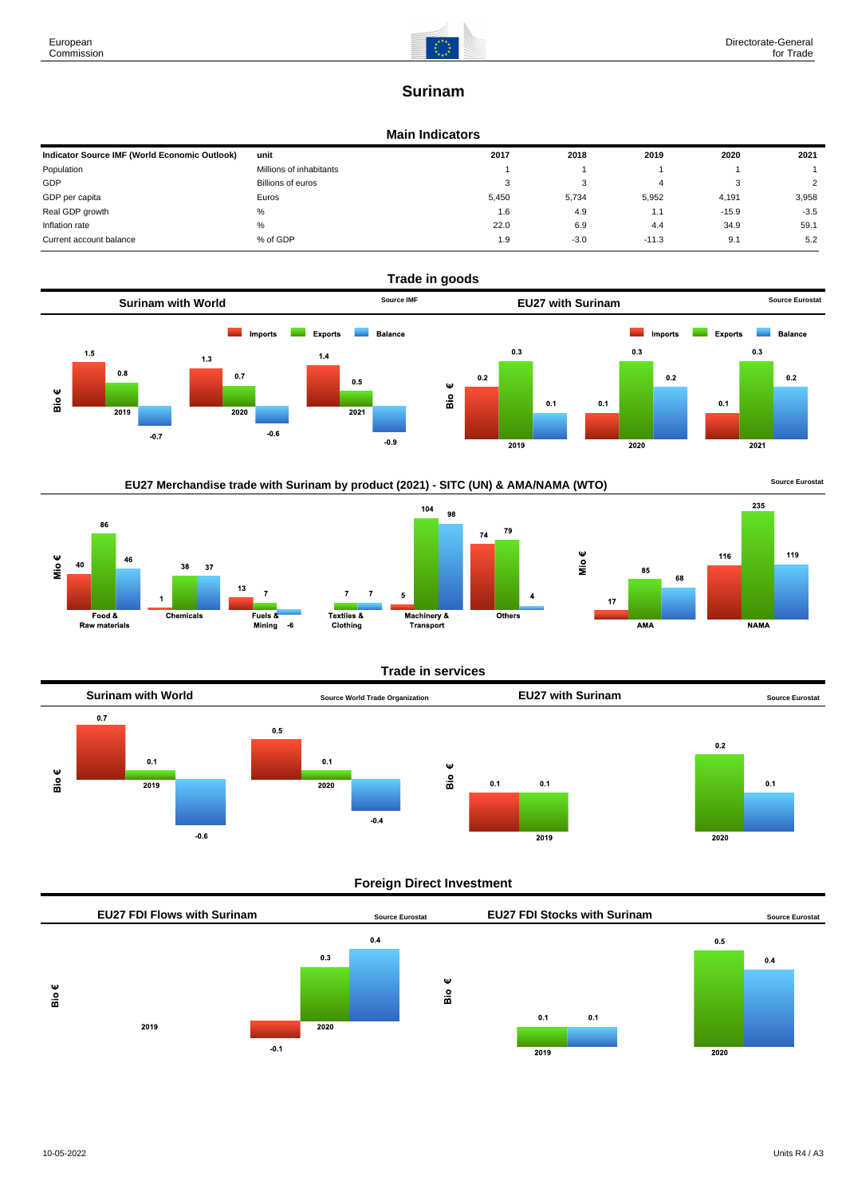# Surinam

## Main Indicators

| Indicator Source IMF (World Economic Outlook) | unit | 2017 | 2018 | 2019 | 2020 | 2021 |
|---|---|---|---|---|---|---|
| Population | Millions of inhabitants | 1 | 1 | 1 | 1 | 1 |
| GDP | Billions of euros | 3 | 3 | 4 | 3 | 2 |
| GDP per capita | Euros | 5,450 | 5,734 | 5,952 | 4,191 | 3,958 |
| Real GDP growth | % | 1.6 | 4.9 | 1.1 | -15.9 | -3.5 |
| Inflation rate | % | 22.0 | 6.9 | 4.4 | 34.9 | 59.1 |
| Current account balance | % of GDP | 1.9 | -3.0 | -11.3 | 9.1 | 5.2 |

## Trade in goods

### Surinam with World

Source IMF

Bio €

| | Imports | Exports | Balance |
|---|---|---|---|
| 2019 | 1.5 | 0.8 | -0.7 |
| 2020 | 1.3 | 0.7 | -0.6 |
| 2021 | 1.4 | 0.5 | -0.9 |

### EU27 with Surinam

Source Eurostat

Bio €

| | Imports | Exports | Balance |
|---|---|---|---|
| 2019 | 0.2 | 0.3 | 0.1 |
| 2020 | 0.1 | 0.3 | 0.2 |
| 2021 | 0.1 | 0.3 | 0.2 |

### EU27 Merchandise trade with Surinam by product (2021) - SITC (UN) & AMA/NAMA (WTO)

Source Eurostat

Mio €

| | Imports | Exports | Balance |
|---|---|---|---|
| Food & Raw materials | 40 | 86 | 46 |
| Chemicals | 1 | 38 | 37 |
| Fuels & Mining | 13 | 7 | -6 |
| Textiles & Clothing | 7 | 7 | |
| Machinery & Transport | 5 | 104 | 98 |
| Others | 74 | 79 | 4 |
| AMA | 17 | 85 | 68 |
| NAMA | 116 | 235 | 119 |

## Trade in services

### Surinam with World

Source World Trade Organization

Bio €

| | Imports | Exports | Balance |
|---|---|---|---|
| 2019 | 0.7 | 0.1 | -0.6 |
| 2020 | 0.5 | 0.1 | -0.4 |

### EU27 with Surinam

Source Eurostat

Bio €

| | Imports | Exports | Balance |
|---|---|---|---|
| 2019 | 0.1 | 0.1 | |
| 2020 | | 0.2 | 0.1 |

## Foreign Direct Investment

### EU27 FDI Flows with Surinam

Source Eurostat

Bio €

| | | | |
|---|---|---|---|
| 2019 | | | |
| 2020 | -0.1 | 0.3 | 0.4 |

### EU27 FDI Stocks with Surinam

Source Eurostat

Bio €

| | | |
|---|---|---|
| 2019 | 0.1 | 0.1 |
| 2020 | 0.5 | 0.4 |

10-05-2022

Units R4 / A3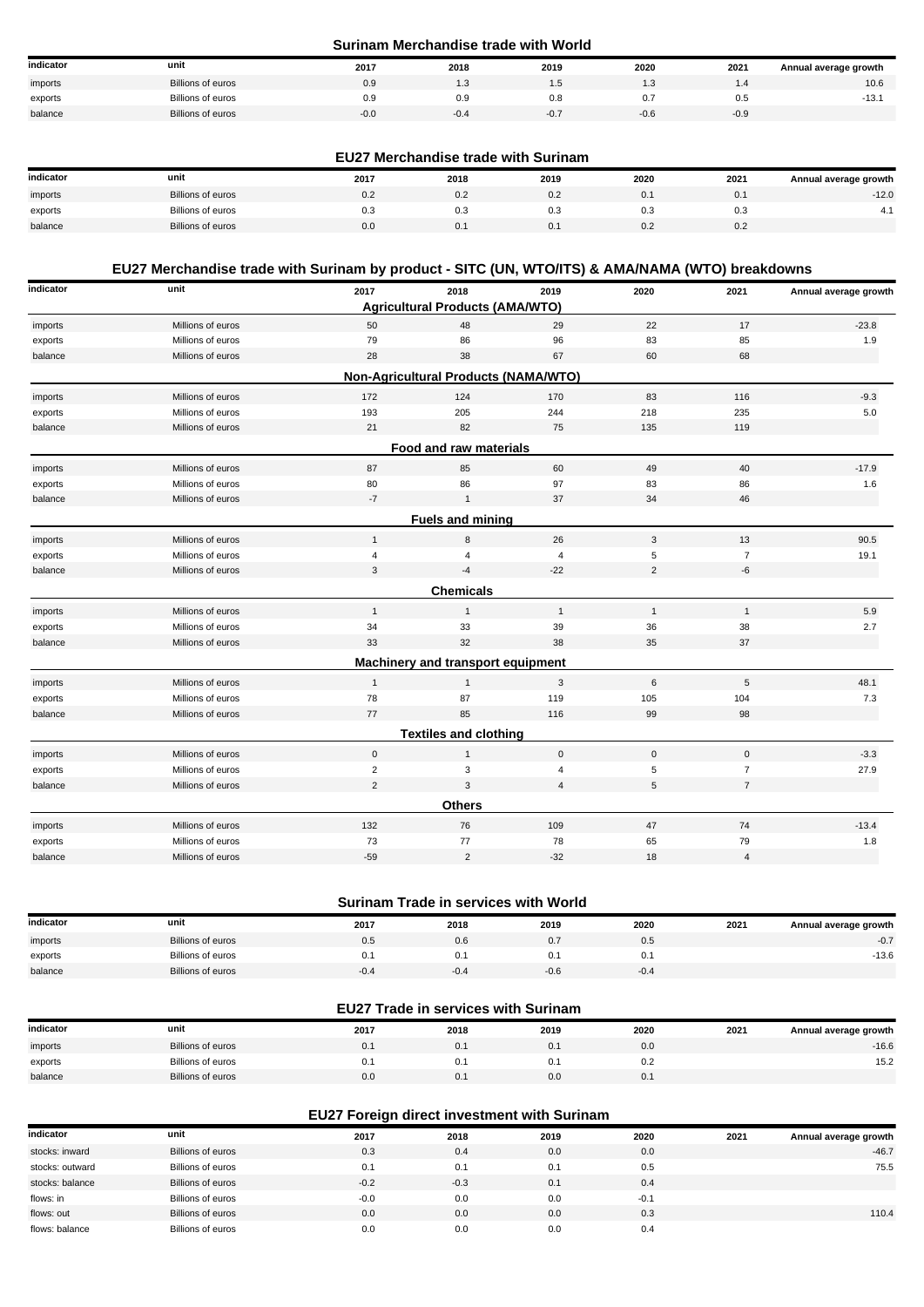## Surinam Merchandise trade with World

| indicator | unit | 2017 | 2018 | 2019 | 2020 | 2021 | Annual average growth |
|---|---|---|---|---|---|---|---|
| imports | Billions of euros | 0.9 | 1.3 | 1.5 | 1.3 | 1.4 | 10.6 |
| exports | Billions of euros | 0.9 | 0.9 | 0.8 | 0.7 | 0.5 | -13.1 |
| balance | Billions of euros | -0.0 | -0.4 | -0.7 | -0.6 | -0.9 | |

## EU27 Merchandise trade with Surinam

| indicator | unit | 2017 | 2018 | 2019 | 2020 | 2021 | Annual average growth |
|---|---|---|---|---|---|---|---|
| imports | Billions of euros | 0.2 | 0.2 | 0.2 | 0.1 | 0.1 | -12.0 |
| exports | Billions of euros | 0.3 | 0.3 | 0.3 | 0.3 | 0.3 | 4.1 |
| balance | Billions of euros | 0.0 | 0.1 | 0.1 | 0.2 | 0.2 | |

## EU27 Merchandise trade with Surinam by product - SITC (UN, WTO/ITS) & AMA/NAMA (WTO) breakdowns

| indicator | unit | 2017 | 2018 | 2019 | 2020 | 2021 | Annual average growth |
|---|---|---|---|---|---|---|---|
| | | | **Agricultural Products (AMA/WTO)** | | | | |
| imports | Millions of euros | 50 | 48 | 29 | 22 | 17 | -23.8 |
| exports | Millions of euros | 79 | 86 | 96 | 83 | 85 | 1.9 |
| balance | Millions of euros | 28 | 38 | 67 | 60 | 68 | |
| | | | **Non-Agricultural Products (NAMA/WTO)** | | | | |
| imports | Millions of euros | 172 | 124 | 170 | 83 | 116 | -9.3 |
| exports | Millions of euros | 193 | 205 | 244 | 218 | 235 | 5.0 |
| balance | Millions of euros | 21 | 82 | 75 | 135 | 119 | |
| | | | **Food and raw materials** | | | | |
| imports | Millions of euros | 87 | 85 | 60 | 49 | 40 | -17.9 |
| exports | Millions of euros | 80 | 86 | 97 | 83 | 86 | 1.6 |
| balance | Millions of euros | -7 | 1 | 37 | 34 | 46 | |
| | | | **Fuels and mining** | | | | |
| imports | Millions of euros | 1 | 8 | 26 | 3 | 13 | 90.5 |
| exports | Millions of euros | 4 | 4 | 4 | 5 | 7 | 19.1 |
| balance | Millions of euros | 3 | -4 | -22 | 2 | -6 | |
| | | | **Chemicals** | | | | |
| imports | Millions of euros | 1 | 1 | 1 | 1 | 1 | 5.9 |
| exports | Millions of euros | 34 | 33 | 39 | 36 | 38 | 2.7 |
| balance | Millions of euros | 33 | 32 | 38 | 35 | 37 | |
| | | | **Machinery and transport equipment** | | | | |
| imports | Millions of euros | 1 | 1 | 3 | 6 | 5 | 48.1 |
| exports | Millions of euros | 78 | 87 | 119 | 105 | 104 | 7.3 |
| balance | Millions of euros | 77 | 85 | 116 | 99 | 98 | |
| | | | **Textiles and clothing** | | | | |
| imports | Millions of euros | 0 | 1 | 0 | 0 | 0 | -3.3 |
| exports | Millions of euros | 2 | 3 | 4 | 5 | 7 | 27.9 |
| balance | Millions of euros | 2 | 3 | 4 | 5 | 7 | |
| | | | **Others** | | | | |
| imports | Millions of euros | 132 | 76 | 109 | 47 | 74 | -13.4 |
| exports | Millions of euros | 73 | 77 | 78 | 65 | 79 | 1.8 |
| balance | Millions of euros | -59 | 2 | -32 | 18 | 4 | |

## Surinam Trade in services with World

| indicator | unit | 2017 | 2018 | 2019 | 2020 | 2021 | Annual average growth |
|---|---|---|---|---|---|---|---|
| imports | Billions of euros | 0.5 | 0.6 | 0.7 | 0.5 | | -0.7 |
| exports | Billions of euros | 0.1 | 0.1 | 0.1 | 0.1 | | -13.6 |
| balance | Billions of euros | -0.4 | -0.4 | -0.6 | -0.4 | | |

## EU27 Trade in services with Surinam

| indicator | unit | 2017 | 2018 | 2019 | 2020 | 2021 | Annual average growth |
|---|---|---|---|---|---|---|---|
| imports | Billions of euros | 0.1 | 0.1 | 0.1 | 0.0 | | -16.6 |
| exports | Billions of euros | 0.1 | 0.1 | 0.1 | 0.2 | | 15.2 |
| balance | Billions of euros | 0.0 | 0.1 | 0.0 | 0.1 | | |

## EU27 Foreign direct investment with Surinam

| indicator | unit | 2017 | 2018 | 2019 | 2020 | 2021 | Annual average growth |
|---|---|---|---|---|---|---|---|
| stocks: inward | Billions of euros | 0.3 | 0.4 | 0.0 | 0.0 | | -46.7 |
| stocks: outward | Billions of euros | 0.1 | 0.1 | 0.1 | 0.5 | | 75.5 |
| stocks: balance | Billions of euros | -0.2 | -0.3 | 0.1 | 0.4 | | |
| flows: in | Billions of euros | -0.0 | 0.0 | 0.0 | -0.1 | | |
| flows: out | Billions of euros | 0.0 | 0.0 | 0.0 | 0.3 | | 110.4 |
| flows: balance | Billions of euros | 0.0 | 0.0 | 0.0 | 0.4 | | |